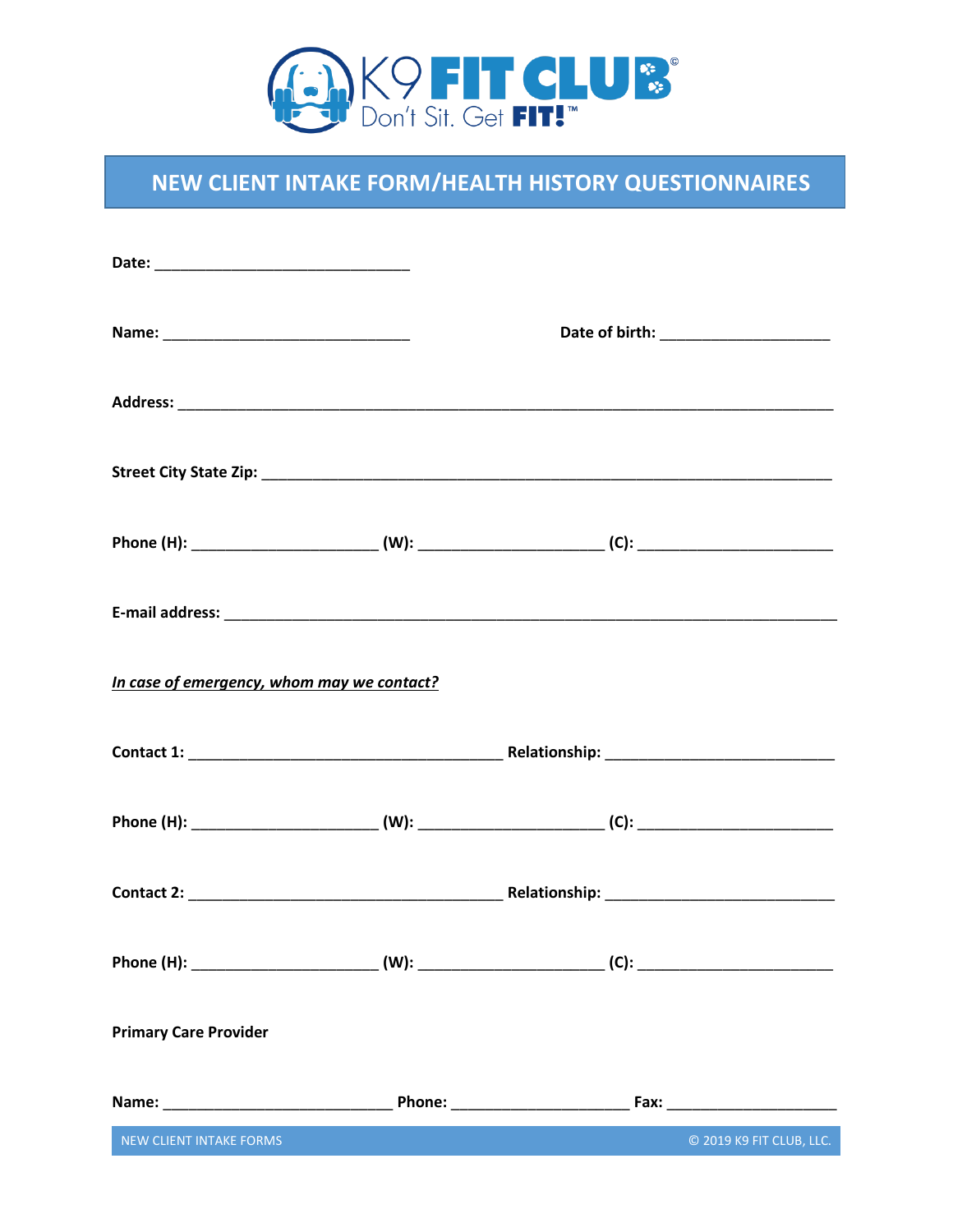K9 FIT CLUB©
Don't Sit. Get FIT!™

# NEW CLIENT INTAKE FORM/HEALTH HISTORY QUESTIONNAIRES

**Date:** ______________________________

**Name:** ______________________________ **Date of birth:** ____________________

**Address:** ______________________________________________________________________________

**Street City State Zip:** ___________________________________________________________________

**Phone (H):** ______________________ **(W):** ______________________ **(C):** _______________________

**E-mail address:** __________________________________________________________________________

***In case of emergency, whom may we contact?***

**Contact 1:** ______________________________________ **Relationship:** ___________________________

**Phone (H):** ______________________ **(W):** ______________________ **(C):** _______________________

**Contact 2:** ______________________________________ **Relationship:** ___________________________

**Phone (H):** ______________________ **(W):** ______________________ **(C):** _______________________

**Primary Care Provider**

**Name:** ___________________________ **Phone:** _____________________ **Fax:** ____________________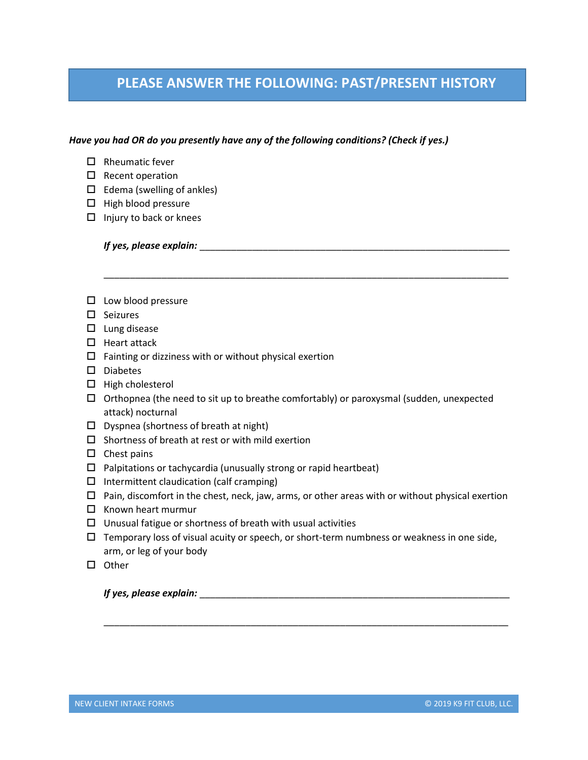## PLEASE ANSWER THE FOLLOWING: PAST/PRESENT HISTORY

***Have you had OR do you presently have any of the following conditions? (Check if yes.)***

- ☐ Rheumatic fever
- ☐ Recent operation
- ☐ Edema (swelling of ankles)
- ☐ High blood pressure
- ☐ Injury to back or knees

***If yes, please explain:*** ________________________________________________________________

________________________________________________________________________________

- ☐ Low blood pressure
- ☐ Seizures
- ☐ Lung disease
- ☐ Heart attack
- ☐ Fainting or dizziness with or without physical exertion
- ☐ Diabetes
- ☐ High cholesterol
- ☐ Orthopnea (the need to sit up to breathe comfortably) or paroxysmal (sudden, unexpected attack) nocturnal
- ☐ Dyspnea (shortness of breath at night)
- ☐ Shortness of breath at rest or with mild exertion
- ☐ Chest pains
- ☐ Palpitations or tachycardia (unusually strong or rapid heartbeat)
- ☐ Intermittent claudication (calf cramping)
- ☐ Pain, discomfort in the chest, neck, jaw, arms, or other areas with or without physical exertion
- ☐ Known heart murmur
- ☐ Unusual fatigue or shortness of breath with usual activities
- ☐ Temporary loss of visual acuity or speech, or short-term numbness or weakness in one side, arm, or leg of your body
- ☐ Other

***If yes, please explain:*** ________________________________________________________________

________________________________________________________________________________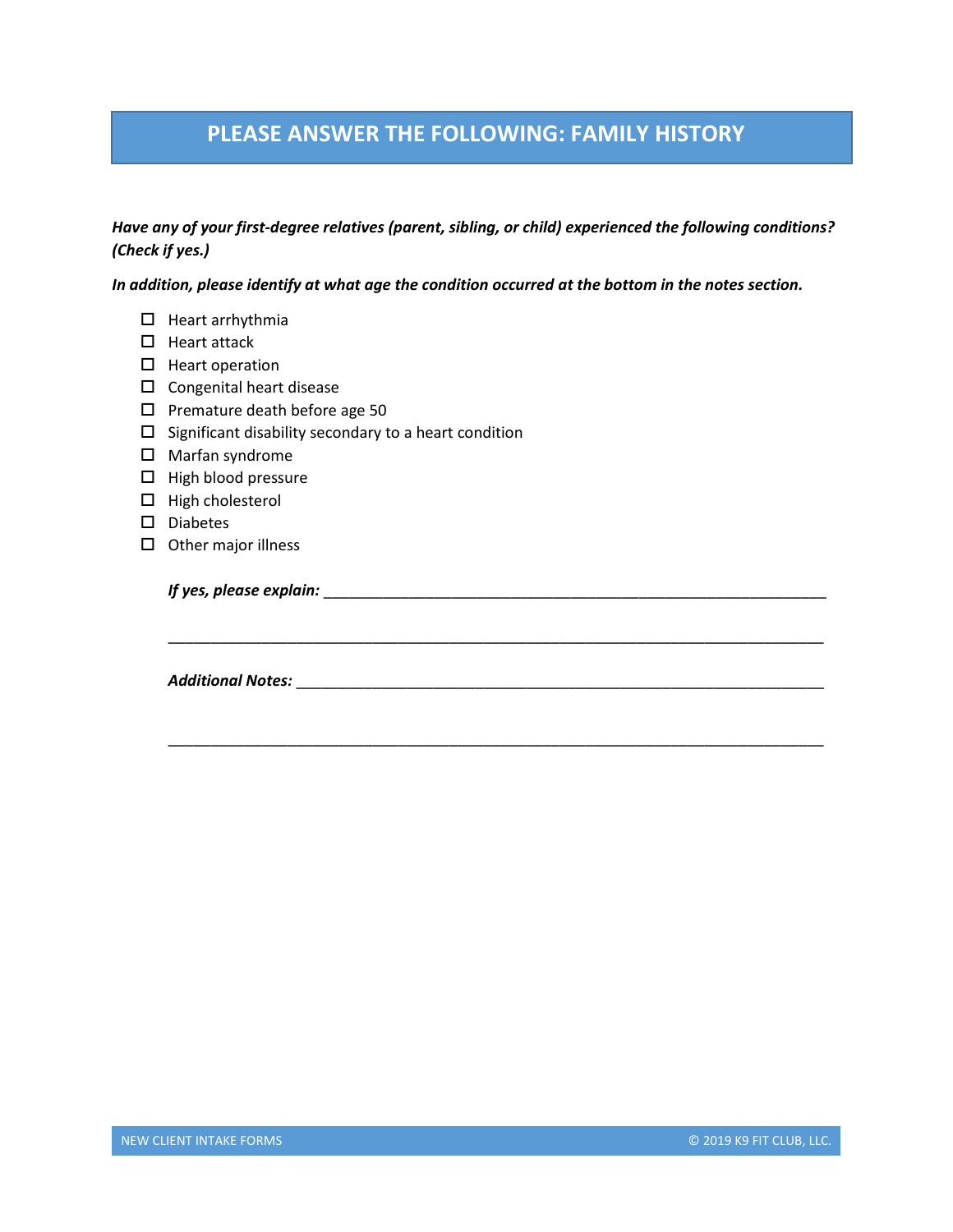## PLEASE ANSWER THE FOLLOWING: FAMILY HISTORY

***Have any of your first-degree relatives (parent, sibling, or child) experienced the following conditions? (Check if yes.)***

***In addition, please identify at what age the condition occurred at the bottom in the notes section.***

- ☐ Heart arrhythmia
- ☐ Heart attack
- ☐ Heart operation
- ☐ Congenital heart disease
- ☐ Premature death before age 50
- ☐ Significant disability secondary to a heart condition
- ☐ Marfan syndrome
- ☐ High blood pressure
- ☐ High cholesterol
- ☐ Diabetes
- ☐ Other major illness

***If yes, please explain:*** ______________________________________________________________

______________________________________________________________________________

***Additional Notes:*** _________________________________________________________________

______________________________________________________________________________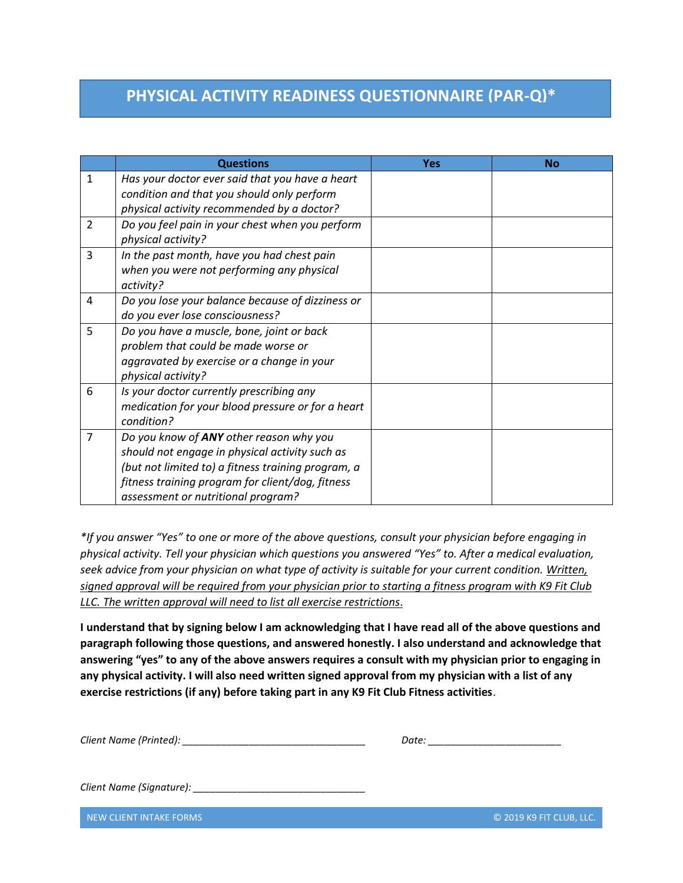# PHYSICAL ACTIVITY READINESS QUESTIONNAIRE (PAR-Q)*

| | Questions | Yes | No |
|---|---|---|---|
| 1 | *Has your doctor ever said that you have a heart condition and that you should only perform physical activity recommended by a doctor?* | | |
| 2 | *Do you feel pain in your chest when you perform physical activity?* | | |
| 3 | *In the past month, have you had chest pain when you were not performing any physical activity?* | | |
| 4 | *Do you lose your balance because of dizziness or do you ever lose consciousness?* | | |
| 5 | *Do you have a muscle, bone, joint or back problem that could be made worse or aggravated by exercise or a change in your physical activity?* | | |
| 6 | *Is your doctor currently prescribing any medication for your blood pressure or for a heart condition?* | | |
| 7 | *Do you know of **ANY** other reason why you should not engage in physical activity such as (but not limited to) a fitness training program, a fitness training program for client/dog, fitness assessment or nutritional program?* | | |

*\*If you answer "Yes" to one or more of the above questions, consult your physician before engaging in physical activity. Tell your physician which questions you answered "Yes" to. After a medical evaluation, seek advice from your physician on what type of activity is suitable for your current condition. Written, signed approval will be required from your physician prior to starting a fitness program with K9 Fit Club LLC. The written approval will need to list all exercise restrictions.*

**I understand that by signing below I am acknowledging that I have read all of the above questions and paragraph following those questions, and answered honestly. I also understand and acknowledge that answering "yes" to any of the above answers requires a consult with my physician prior to engaging in any physical activity. I will also need written signed approval from my physician with a list of any exercise restrictions (if any) before taking part in any K9 Fit Club Fitness activities**.

*Client Name (Printed):* ________________________________ *Date:* ________________________

*Client Name (Signature):* ________________________________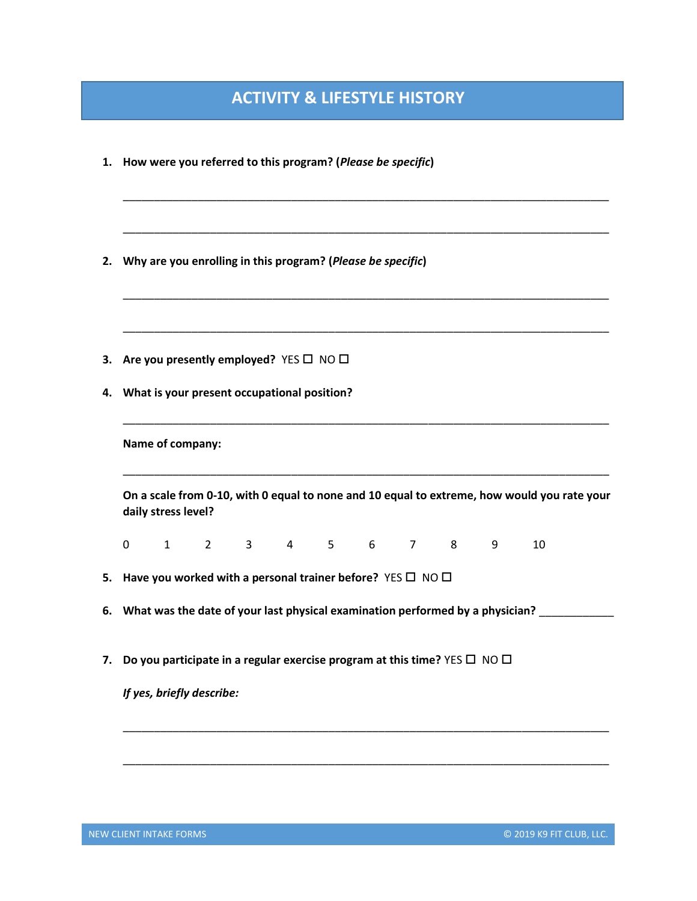# ACTIVITY & LIFESTYLE HISTORY

1. **How were you referred to this program? (*Please be specific*)**

   ___________________________________________________________________________

   ___________________________________________________________________________

2. **Why are you enrolling in this program? (*Please be specific*)**

   ___________________________________________________________________________

   ___________________________________________________________________________

3. **Are you presently employed?** YES ☐ NO ☐

4. **What is your present occupational position?**

   ___________________________________________________________________________

   **Name of company:**

   ___________________________________________________________________________

   **On a scale from 0-10, with 0 equal to none and 10 equal to extreme, how would you rate your daily stress level?**

   0 1 2 3 4 5 6 7 8 9 10

5. **Have you worked with a personal trainer before?** YES ☐ NO ☐

6. **What was the date of your last physical examination performed by a physician?** ____________

7. **Do you participate in a regular exercise program at this time?** YES ☐ NO ☐

   ***If yes, briefly describe:***

   ___________________________________________________________________________

   ___________________________________________________________________________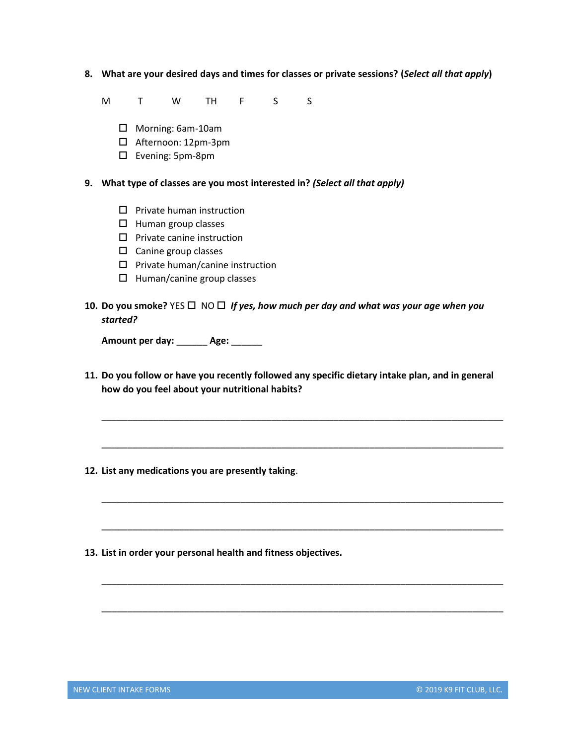8. **What are your desired days and times for classes or private sessions? (*Select all that apply*)**

   M T W TH F S S

   - ☐ Morning: 6am-10am
   - ☐ Afternoon: 12pm-3pm
   - ☐ Evening: 5pm-8pm

9. **What type of classes are you most interested in? *(Select all that apply)***

   - ☐ Private human instruction
   - ☐ Human group classes
   - ☐ Private canine instruction
   - ☐ Canine group classes
   - ☐ Private human/canine instruction
   - ☐ Human/canine group classes

10. **Do you smoke?** YES ☐ NO ☐ ***If yes, how much per day and what was your age when you started?***

    **Amount per day:** ______ **Age:** ______

11. **Do you follow or have you recently followed any specific dietary intake plan, and in general how do you feel about your nutritional habits?**

    ______________________________________________________________________________

    ______________________________________________________________________________

12. **List any medications you are presently taking**.

    ______________________________________________________________________________

    ______________________________________________________________________________

13. **List in order your personal health and fitness objectives.**

    ______________________________________________________________________________

    ______________________________________________________________________________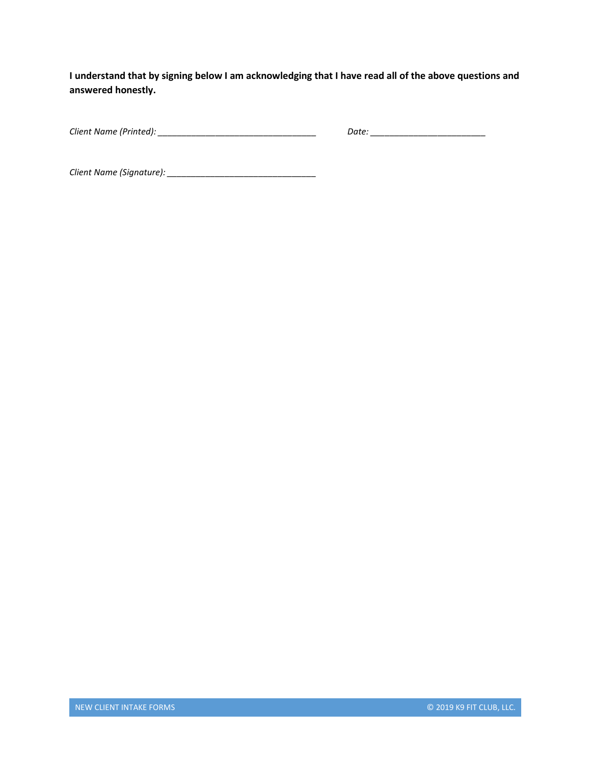**I understand that by signing below I am acknowledging that I have read all of the above questions and answered honestly.**

*Client Name (Printed):* _________________________________ *Date:* ________________________

*Client Name (Signature):* _______________________________